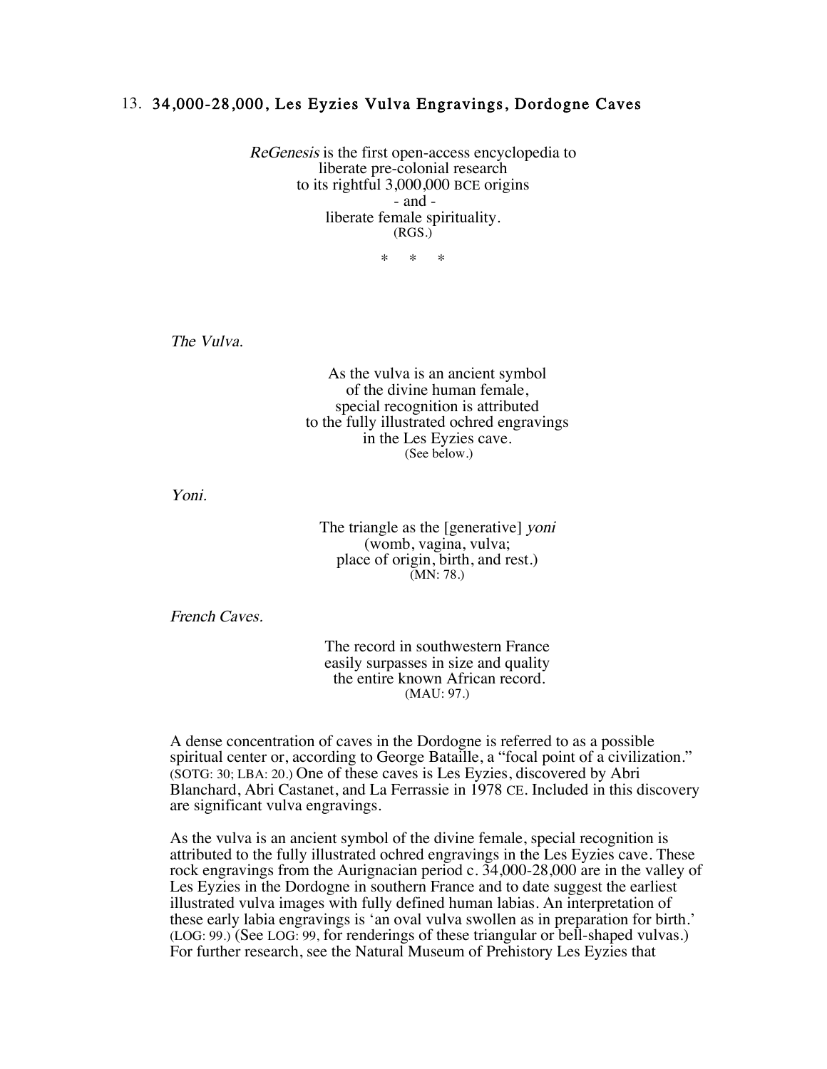## 13. 34,000-28,000, Les Eyzies Vulva Engravings, Dordogne Caves

*ReGenesis* is the first open-access encyclopedia to
liberate pre-colonial research
to its rightful 3,000,000 BCE origins
- and -
liberate female spirituality.
(RGS.)

\*    \*    \*

*The Vulva.*

As the vulva is an ancient symbol
of the divine human female,
special recognition is attributed
to the fully illustrated ochred engravings
in the Les Eyzies cave.
(See below.)

*Yoni.*

The triangle as the [generative] *yoni*
(womb, vagina, vulva;
place of origin, birth, and rest.)
(MN: 78.)

*French Caves.*

The record in southwestern France
easily surpasses in size and quality
the entire known African record.
(MAU: 97.)

A dense concentration of caves in the Dordogne is referred to as a possible spiritual center or, according to George Bataille, a "focal point of a civilization." (SOTG: 30; LBA: 20.) One of these caves is Les Eyzies, discovered by Abri Blanchard, Abri Castanet, and La Ferrassie in 1978 CE. Included in this discovery are significant vulva engravings.

As the vulva is an ancient symbol of the divine female, special recognition is attributed to the fully illustrated ochred engravings in the Les Eyzies cave. These rock engravings from the Aurignacian period c. 34,000-28,000 are in the valley of Les Eyzies in the Dordogne in southern France and to date suggest the earliest illustrated vulva images with fully defined human labias. An interpretation of these early labia engravings is 'an oval vulva swollen as in preparation for birth.' (LOG: 99.) (See LOG: 99, for renderings of these triangular or bell-shaped vulvas.) For further research, see the Natural Museum of Prehistory Les Eyzies that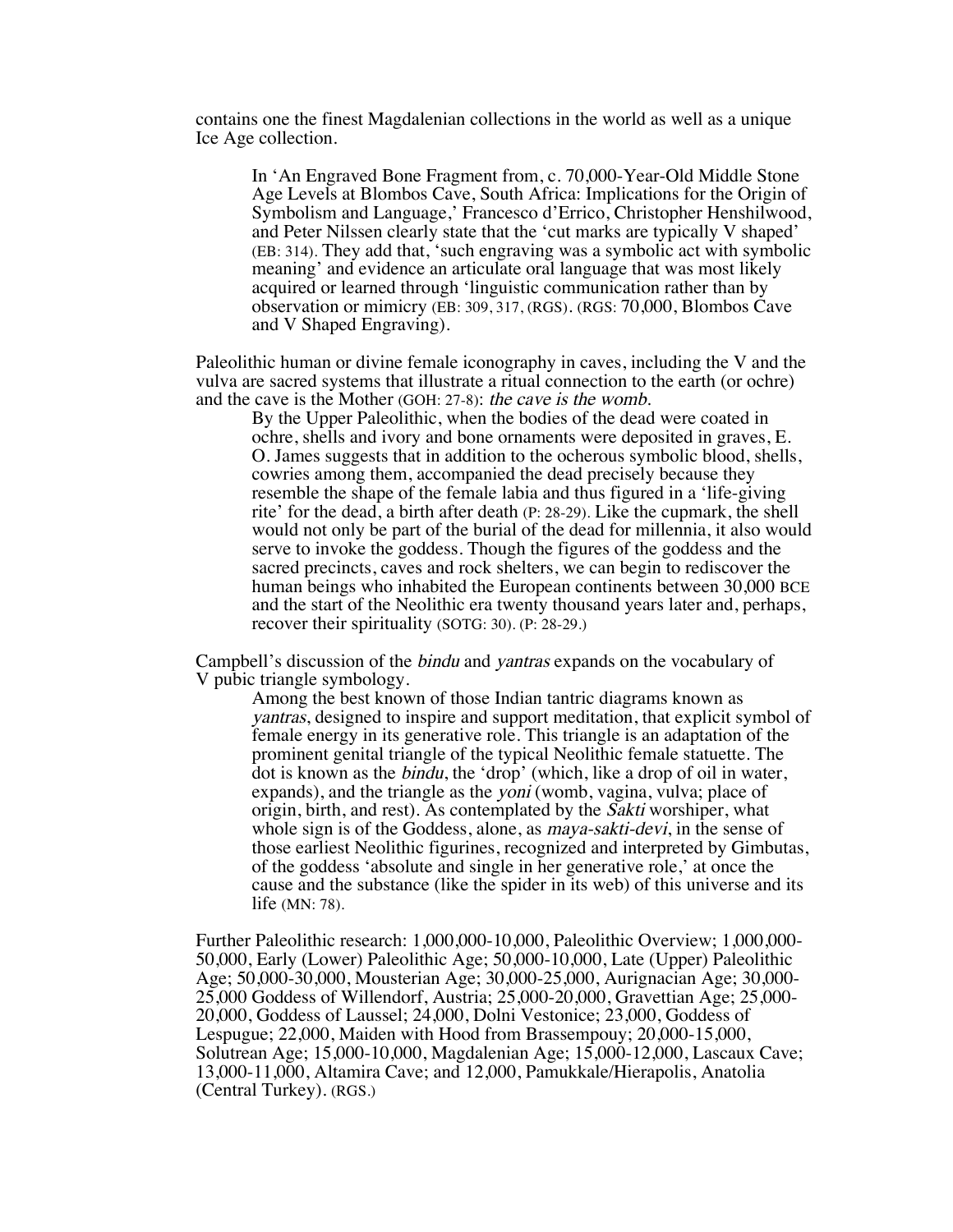contains one the finest Magdalenian collections in the world as well as a unique Ice Age collection.

> In 'An Engraved Bone Fragment from, c. 70,000-Year-Old Middle Stone Age Levels at Blombos Cave, South Africa: Implications for the Origin of Symbolism and Language,' Francesco d'Errico, Christopher Henshilwood, and Peter Nilssen clearly state that the 'cut marks are typically V shaped' (EB: 314). They add that, 'such engraving was a symbolic act with symbolic meaning' and evidence an articulate oral language that was most likely acquired or learned through 'linguistic communication rather than by observation or mimicry (EB: 309, 317, (RGS). (RGS: 70,000, Blombos Cave and V Shaped Engraving).

Paleolithic human or divine female iconography in caves, including the V and the vulva are sacred systems that illustrate a ritual connection to the earth (or ochre) and the cave is the Mother (GOH: 27-8): *the cave is the womb.*

> By the Upper Paleolithic, when the bodies of the dead were coated in ochre, shells and ivory and bone ornaments were deposited in graves, E. O. James suggests that in addition to the ocherous symbolic blood, shells, cowries among them, accompanied the dead precisely because they resemble the shape of the female labia and thus figured in a 'life-giving rite' for the dead, a birth after death (P: 28-29). Like the cupmark, the shell would not only be part of the burial of the dead for millennia, it also would serve to invoke the goddess. Though the figures of the goddess and the sacred precincts, caves and rock shelters, we can begin to rediscover the human beings who inhabited the European continents between 30,000 BCE and the start of the Neolithic era twenty thousand years later and, perhaps, recover their spirituality (SOTG: 30). (P: 28-29.)

Campbell's discussion of the *bindu* and *yantras* expands on the vocabulary of V pubic triangle symbology.

> Among the best known of those Indian tantric diagrams known as *yantras*, designed to inspire and support meditation, that explicit symbol of female energy in its generative role. This triangle is an adaptation of the prominent genital triangle of the typical Neolithic female statuette. The dot is known as the *bindu*, the 'drop' (which, like a drop of oil in water, expands), and the triangle as the *yoni* (womb, vagina, vulva; place of origin, birth, and rest). As contemplated by the *Sakti* worshiper, what whole sign is of the Goddess, alone, as *maya-sakti-devi*, in the sense of those earliest Neolithic figurines, recognized and interpreted by Gimbutas, of the goddess 'absolute and single in her generative role,' at once the cause and the substance (like the spider in its web) of this universe and its life (MN: 78).

Further Paleolithic research: 1,000,000-10,000, Paleolithic Overview; 1,000,000-50,000, Early (Lower) Paleolithic Age; 50,000-10,000, Late (Upper) Paleolithic Age; 50,000-30,000, Mousterian Age; 30,000-25,000, Aurignacian Age; 30,000-25,000 Goddess of Willendorf, Austria; 25,000-20,000, Gravettian Age; 25,000-20,000, Goddess of Laussel; 24,000, Dolni Vestonice; 23,000, Goddess of Lespugue; 22,000, Maiden with Hood from Brassempouy; 20,000-15,000, Solutrean Age; 15,000-10,000, Magdalenian Age; 15,000-12,000, Lascaux Cave; 13,000-11,000, Altamira Cave; and 12,000, Pamukkale/Hierapolis, Anatolia (Central Turkey). (RGS.)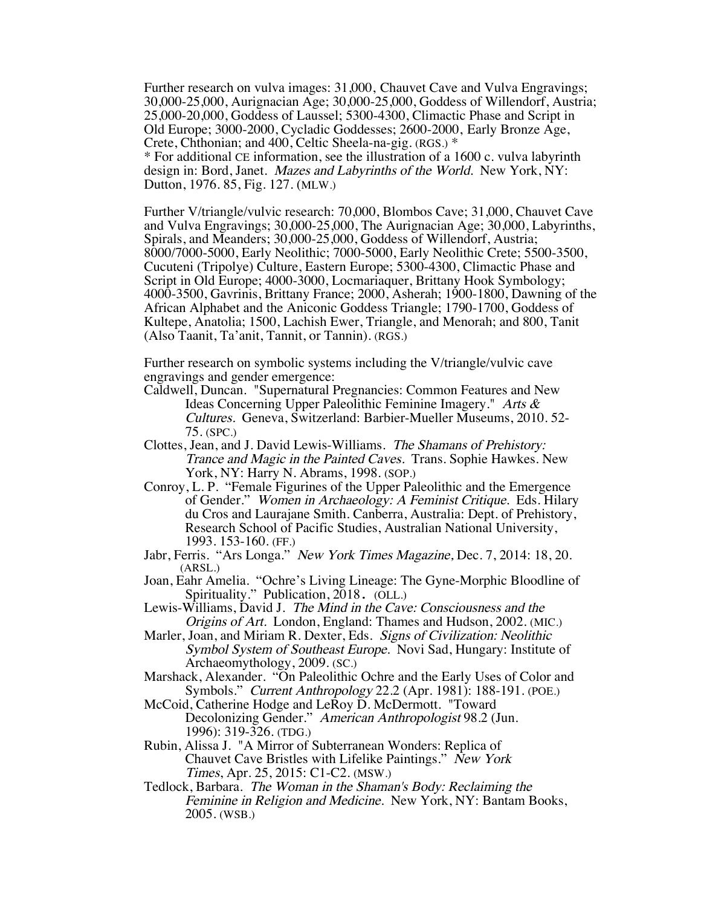Further research on vulva images: 31,000, Chauvet Cave and Vulva Engravings; 30,000-25,000, Aurignacian Age; 30,000-25,000, Goddess of Willendorf, Austria; 25,000-20,000, Goddess of Laussel; 5300-4300, Climactic Phase and Script in Old Europe; 3000-2000, Cycladic Goddesses; 2600-2000, Early Bronze Age, Crete, Chthonian; and 400, Celtic Sheela-na-gig. (RGS.) *
* For additional CE information, see the illustration of a 1600 c. vulva labyrinth design in: Bord, Janet. *Mazes and Labyrinths of the World.* New York, NY: Dutton, 1976. 85, Fig. 127. (MLW.)

Further V/triangle/vulvic research: 70,000, Blombos Cave; 31,000, Chauvet Cave and Vulva Engravings; 30,000-25,000, The Aurignacian Age; 30,000, Labyrinths, Spirals, and Meanders; 30,000-25,000, Goddess of Willendorf, Austria; 8000/7000-5000, Early Neolithic; 7000-5000, Early Neolithic Crete; 5500-3500, Cucuteni (Tripolye) Culture, Eastern Europe; 5300-4300, Climactic Phase and Script in Old Europe; 4000-3000, Locmariaquer, Brittany Hook Symbology; 4000-3500, Gavrinis, Brittany France; 2000, Asherah; 1900-1800, Dawning of the African Alphabet and the Aniconic Goddess Triangle; 1790-1700, Goddess of Kultepe, Anatolia; 1500, Lachish Ewer, Triangle, and Menorah; and 800, Tanit (Also Taanit, Ta'anit, Tannit, or Tannin). (RGS.)

Further research on symbolic systems including the V/triangle/vulvic cave engravings and gender emergence:

Caldwell, Duncan. "Supernatural Pregnancies: Common Features and New Ideas Concerning Upper Paleolithic Feminine Imagery." *Arts & Cultures.* Geneva, Switzerland: Barbier-Mueller Museums, 2010. 52-75. (SPC.)

Clottes, Jean, and J. David Lewis-Williams. *The Shamans of Prehistory: Trance and Magic in the Painted Caves.* Trans. Sophie Hawkes. New York, NY: Harry N. Abrams, 1998. (SOP.)

Conroy, L. P. "Female Figurines of the Upper Paleolithic and the Emergence of Gender." *Women in Archaeology: A Feminist Critique.* Eds. Hilary du Cros and Laurajane Smith. Canberra, Australia: Dept. of Prehistory, Research School of Pacific Studies, Australian National University, 1993. 153-160. (FF.)

Jabr, Ferris. "Ars Longa." *New York Times Magazine*, Dec. 7, 2014: 18, 20. (ARSL.)

Joan, Eahr Amelia. "Ochre's Living Lineage: The Gyne-Morphic Bloodline of Spirituality." Publication, 2018. (OLL.)

Lewis-Williams, David J. *The Mind in the Cave: Consciousness and the Origins of Art.* London, England: Thames and Hudson, 2002. (MIC.)

Marler, Joan, and Miriam R. Dexter, Eds. *Signs of Civilization: Neolithic Symbol System of Southeast Europe.* Novi Sad, Hungary: Institute of Archaeomythology, 2009. (SC.)

Marshack, Alexander. "On Paleolithic Ochre and the Early Uses of Color and Symbols." *Current Anthropology* 22.2 (Apr. 1981): 188-191. (POE.)

McCoid, Catherine Hodge and LeRoy D. McDermott. "Toward Decolonizing Gender." *American Anthropologist* 98.2 (Jun. 1996): 319-326. (TDG.)

Rubin, Alissa J. "A Mirror of Subterranean Wonders: Replica of Chauvet Cave Bristles with Lifelike Paintings." *New York Times*, Apr. 25, 2015: C1-C2. (MSW.)

Tedlock, Barbara. *The Woman in the Shaman's Body: Reclaiming the Feminine in Religion and Medicine.* New York, NY: Bantam Books, 2005. (WSB.)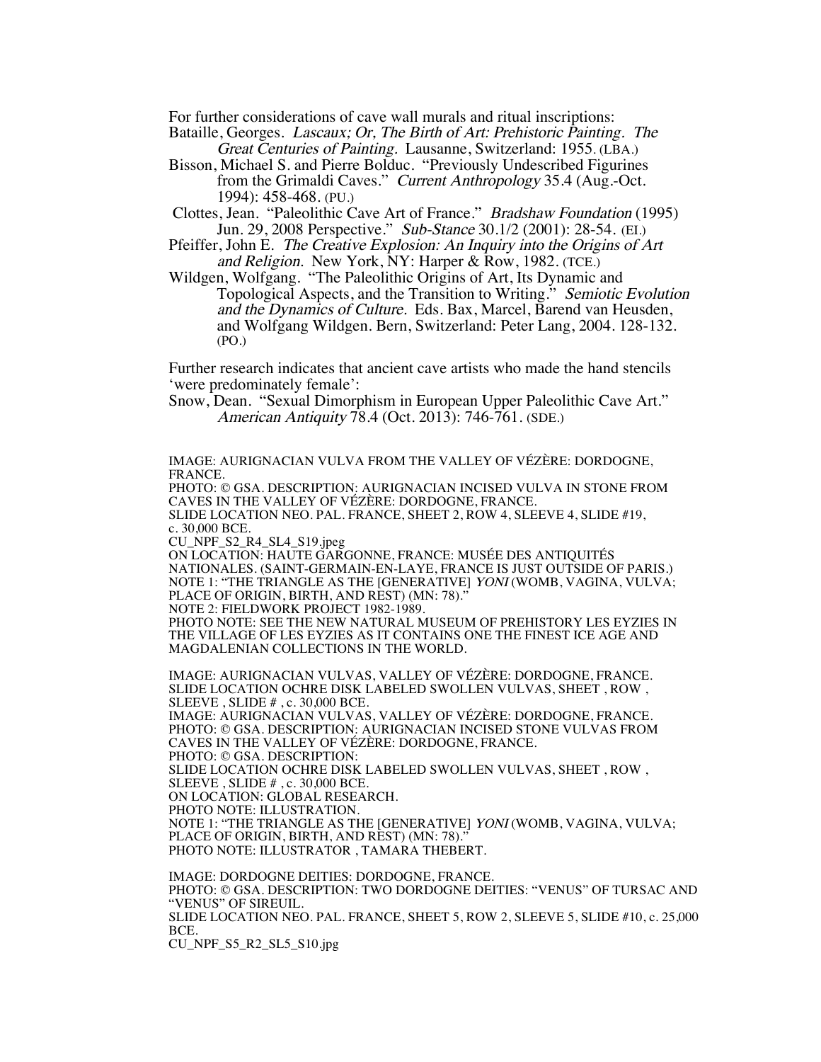For further considerations of cave wall murals and ritual inscriptions:

Bataille, Georges. *Lascaux; Or, The Birth of Art: Prehistoric Painting. The Great Centuries of Painting.* Lausanne, Switzerland: 1955. (LBA.)

Bisson, Michael S. and Pierre Bolduc. "Previously Undescribed Figurines from the Grimaldi Caves." *Current Anthropology* 35.4 (Aug.-Oct. 1994): 458-468. (PU.)

Clottes, Jean. "Paleolithic Cave Art of France." *Bradshaw Foundation* (1995) Jun. 29, 2008 Perspective." *Sub-Stance* 30.1/2 (2001): 28-54. (EI.)

Pfeiffer, John E. *The Creative Explosion: An Inquiry into the Origins of Art and Religion.* New York, NY: Harper & Row, 1982. (TCE.)

Wildgen, Wolfgang. "The Paleolithic Origins of Art, Its Dynamic and Topological Aspects, and the Transition to Writing." *Semiotic Evolution and the Dynamics of Culture.* Eds. Bax, Marcel, Barend van Heusden, and Wolfgang Wildgen. Bern, Switzerland: Peter Lang, 2004. 128-132. (PO.)

Further research indicates that ancient cave artists who made the hand stencils 'were predominately female':

Snow, Dean. "Sexual Dimorphism in European Upper Paleolithic Cave Art." *American Antiquity* 78.4 (Oct. 2013): 746-761. (SDE.)

IMAGE: AURIGNACIAN VULVA FROM THE VALLEY OF VÉZÈRE: DORDOGNE, FRANCE.
PHOTO: © GSA. DESCRIPTION: AURIGNACIAN INCISED VULVA IN STONE FROM CAVES IN THE VALLEY OF VÉZÈRE: DORDOGNE, FRANCE.
SLIDE LOCATION NEO. PAL. FRANCE, SHEET 2, ROW 4, SLEEVE 4, SLIDE #19, c. 30,000 BCE.
CU_NPF_S2_R4_SL4_S19.jpeg
ON LOCATION: HAUTE GARGONNE, FRANCE: MUSÉE DES ANTIQUITÉS NATIONALES. (SAINT-GERMAIN-EN-LAYE, FRANCE IS JUST OUTSIDE OF PARIS.)
NOTE 1: "THE TRIANGLE AS THE [GENERATIVE] *YONI* (WOMB, VAGINA, VULVA; PLACE OF ORIGIN, BIRTH, AND REST) (MN: 78)."
NOTE 2: FIELDWORK PROJECT 1982-1989.
PHOTO NOTE: SEE THE NEW NATURAL MUSEUM OF PREHISTORY LES EYZIES IN THE VILLAGE OF LES EYZIES AS IT CONTAINS ONE THE FINEST ICE AGE AND MAGDALENIAN COLLECTIONS IN THE WORLD.

IMAGE: AURIGNACIAN VULVAS, VALLEY OF VÉZÈRE: DORDOGNE, FRANCE.
SLIDE LOCATION OCHRE DISK LABELED SWOLLEN VULVAS, SHEET , ROW , SLEEVE , SLIDE # , c. 30,000 BCE.
IMAGE: AURIGNACIAN VULVAS, VALLEY OF VÉZÈRE: DORDOGNE, FRANCE.
PHOTO: © GSA. DESCRIPTION: AURIGNACIAN INCISED STONE VULVAS FROM CAVES IN THE VALLEY OF VÉZÈRE: DORDOGNE, FRANCE.
PHOTO: © GSA. DESCRIPTION:
SLIDE LOCATION OCHRE DISK LABELED SWOLLEN VULVAS, SHEET , ROW , SLEEVE , SLIDE # , c. 30,000 BCE.
ON LOCATION: GLOBAL RESEARCH.
PHOTO NOTE: ILLUSTRATION.
NOTE 1: "THE TRIANGLE AS THE [GENERATIVE] *YONI* (WOMB, VAGINA, VULVA; PLACE OF ORIGIN, BIRTH, AND REST) (MN: 78)."
PHOTO NOTE: ILLUSTRATOR , TAMARA THEBERT.

IMAGE: DORDOGNE DEITIES: DORDOGNE, FRANCE.
PHOTO: © GSA. DESCRIPTION: TWO DORDOGNE DEITIES: "VENUS" OF TURSAC AND "VENUS" OF SIREUIL.
SLIDE LOCATION NEO. PAL. FRANCE, SHEET 5, ROW 2, SLEEVE 5, SLIDE #10, c. 25,000 BCE.
CU_NPF_S5_R2_SL5_S10.jpg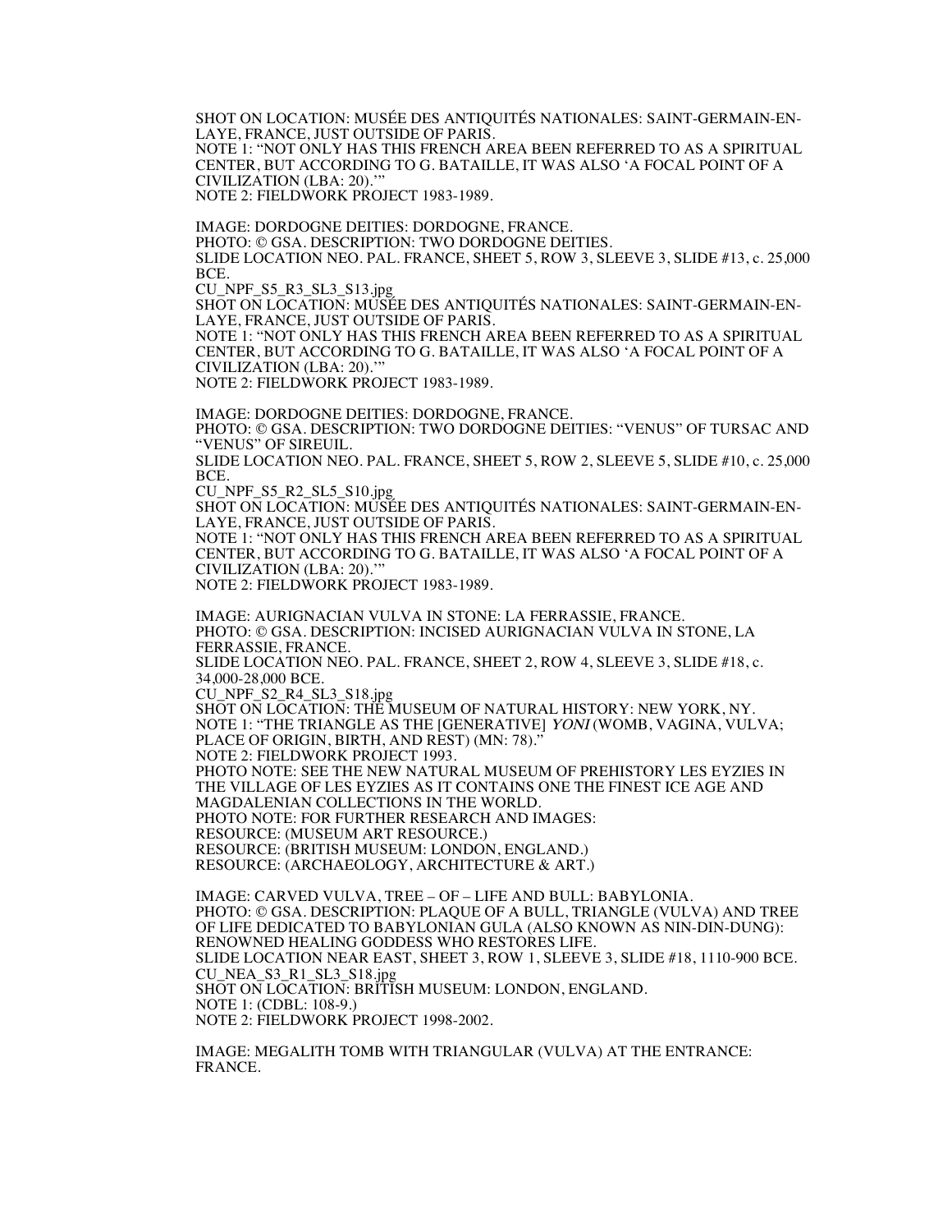SHOT ON LOCATION: MUSÉE DES ANTIQUITÉS NATIONALES: SAINT-GERMAIN-EN-LAYE, FRANCE, JUST OUTSIDE OF PARIS.
NOTE 1: "NOT ONLY HAS THIS FRENCH AREA BEEN REFERRED TO AS A SPIRITUAL CENTER, BUT ACCORDING TO G. BATAILLE, IT WAS ALSO 'A FOCAL POINT OF A CIVILIZATION (LBA: 20).'"
NOTE 2: FIELDWORK PROJECT 1983-1989.

IMAGE: DORDOGNE DEITIES: DORDOGNE, FRANCE.
PHOTO: © GSA. DESCRIPTION: TWO DORDOGNE DEITIES.
SLIDE LOCATION NEO. PAL. FRANCE, SHEET 5, ROW 3, SLEEVE 3, SLIDE #13, c. 25,000 BCE.
CU_NPF_S5_R3_SL3_S13.jpg
SHOT ON LOCATION: MUSÉE DES ANTIQUITÉS NATIONALES: SAINT-GERMAIN-EN-LAYE, FRANCE, JUST OUTSIDE OF PARIS.
NOTE 1: "NOT ONLY HAS THIS FRENCH AREA BEEN REFERRED TO AS A SPIRITUAL CENTER, BUT ACCORDING TO G. BATAILLE, IT WAS ALSO 'A FOCAL POINT OF A CIVILIZATION (LBA: 20).'"
NOTE 2: FIELDWORK PROJECT 1983-1989.

IMAGE: DORDOGNE DEITIES: DORDOGNE, FRANCE.
PHOTO: © GSA. DESCRIPTION: TWO DORDOGNE DEITIES: "VENUS" OF TURSAC AND "VENUS" OF SIREUIL.
SLIDE LOCATION NEO. PAL. FRANCE, SHEET 5, ROW 2, SLEEVE 5, SLIDE #10, c. 25,000 BCE.
CU_NPF_S5_R2_SL5_S10.jpg
SHOT ON LOCATION: MUSÉE DES ANTIQUITÉS NATIONALES: SAINT-GERMAIN-EN-LAYE, FRANCE, JUST OUTSIDE OF PARIS.
NOTE 1: "NOT ONLY HAS THIS FRENCH AREA BEEN REFERRED TO AS A SPIRITUAL CENTER, BUT ACCORDING TO G. BATAILLE, IT WAS ALSO 'A FOCAL POINT OF A CIVILIZATION (LBA: 20).'"
NOTE 2: FIELDWORK PROJECT 1983-1989.

IMAGE: AURIGNACIAN VULVA IN STONE: LA FERRASSIE, FRANCE.
PHOTO: © GSA. DESCRIPTION: INCISED AURIGNACIAN VULVA IN STONE, LA FERRASSIE, FRANCE.
SLIDE LOCATION NEO. PAL. FRANCE, SHEET 2, ROW 4, SLEEVE 3, SLIDE #18, c. 34,000-28,000 BCE.
CU_NPF_S2_R4_SL3_S18.jpg
SHOT ON LOCATION: THE MUSEUM OF NATURAL HISTORY: NEW YORK, NY.
NOTE 1: "THE TRIANGLE AS THE [GENERATIVE] *YONI* (WOMB, VAGINA, VULVA; PLACE OF ORIGIN, BIRTH, AND REST) (MN: 78)."
NOTE 2: FIELDWORK PROJECT 1993.
PHOTO NOTE: SEE THE NEW NATURAL MUSEUM OF PREHISTORY LES EYZIES IN THE VILLAGE OF LES EYZIES AS IT CONTAINS ONE THE FINEST ICE AGE AND MAGDALENIAN COLLECTIONS IN THE WORLD.
PHOTO NOTE: FOR FURTHER RESEARCH AND IMAGES:
RESOURCE: (MUSEUM ART RESOURCE.)
RESOURCE: (BRITISH MUSEUM: LONDON, ENGLAND.)
RESOURCE: (ARCHAEOLOGY, ARCHITECTURE & ART.)

IMAGE: CARVED VULVA, TREE – OF – LIFE AND BULL: BABYLONIA.
PHOTO: © GSA. DESCRIPTION: PLAQUE OF A BULL, TRIANGLE (VULVA) AND TREE OF LIFE DEDICATED TO BABYLONIAN GULA (ALSO KNOWN AS NIN-DIN-DUNG): RENOWNED HEALING GODDESS WHO RESTORES LIFE.
SLIDE LOCATION NEAR EAST, SHEET 3, ROW 1, SLEEVE 3, SLIDE #18, 1110-900 BCE.
CU_NEA_S3_R1_SL3_S18.jpg
SHOT ON LOCATION: BRITISH MUSEUM: LONDON, ENGLAND.
NOTE 1: (CDBL: 108-9.)
NOTE 2: FIELDWORK PROJECT 1998-2002.

IMAGE: MEGALITH TOMB WITH TRIANGULAR (VULVA) AT THE ENTRANCE: FRANCE.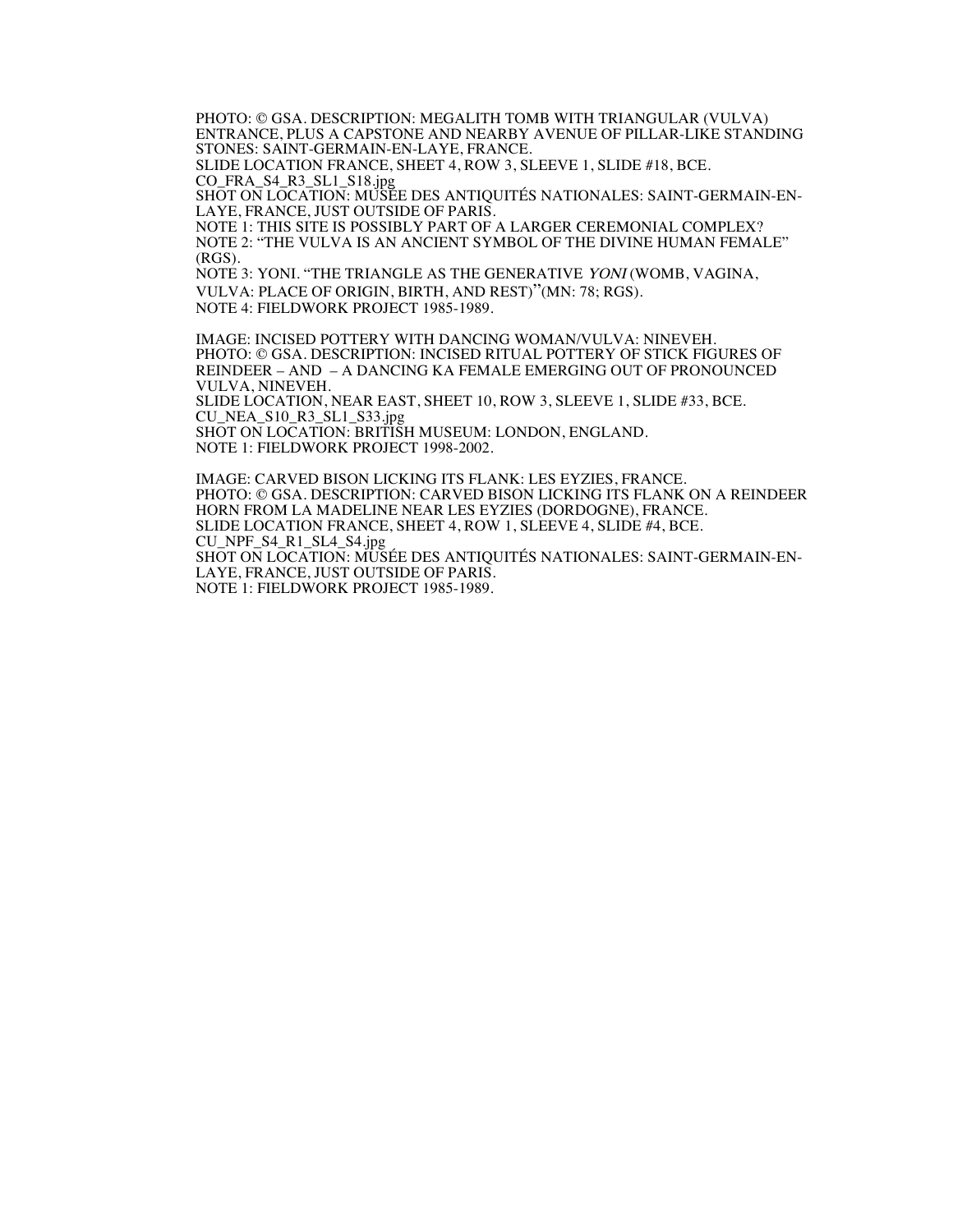PHOTO: © GSA. DESCRIPTION: MEGALITH TOMB WITH TRIANGULAR (VULVA) ENTRANCE, PLUS A CAPSTONE AND NEARBY AVENUE OF PILLAR-LIKE STANDING STONES: SAINT-GERMAIN-EN-LAYE, FRANCE.
SLIDE LOCATION FRANCE, SHEET 4, ROW 3, SLEEVE 1, SLIDE #18, BCE.
CO_FRA_S4_R3_SL1_S18.jpg
SHOT ON LOCATION: MUSÉE DES ANTIQUITÉS NATIONALES: SAINT-GERMAIN-EN-LAYE, FRANCE, JUST OUTSIDE OF PARIS.
NOTE 1: THIS SITE IS POSSIBLY PART OF A LARGER CEREMONIAL COMPLEX?
NOTE 2: "THE VULVA IS AN ANCIENT SYMBOL OF THE DIVINE HUMAN FEMALE" (RGS).
NOTE 3: YONI. "THE TRIANGLE AS THE GENERATIVE *YONI* (WOMB, VAGINA, VULVA: PLACE OF ORIGIN, BIRTH, AND REST)"(MN: 78; RGS).
NOTE 4: FIELDWORK PROJECT 1985-1989.

IMAGE: INCISED POTTERY WITH DANCING WOMAN/VULVA: NINEVEH.
PHOTO: © GSA. DESCRIPTION: INCISED RITUAL POTTERY OF STICK FIGURES OF REINDEER – AND – A DANCING KA FEMALE EMERGING OUT OF PRONOUNCED VULVA, NINEVEH.
SLIDE LOCATION, NEAR EAST, SHEET 10, ROW 3, SLEEVE 1, SLIDE #33, BCE.
CU_NEA_S10_R3_SL1_S33.jpg
SHOT ON LOCATION: BRITISH MUSEUM: LONDON, ENGLAND.
NOTE 1: FIELDWORK PROJECT 1998-2002.

IMAGE: CARVED BISON LICKING ITS FLANK: LES EYZIES, FRANCE.
PHOTO: © GSA. DESCRIPTION: CARVED BISON LICKING ITS FLANK ON A REINDEER HORN FROM LA MADELINE NEAR LES EYZIES (DORDOGNE), FRANCE.
SLIDE LOCATION FRANCE, SHEET 4, ROW 1, SLEEVE 4, SLIDE #4, BCE.
CU_NPF_S4_R1_SL4_S4.jpg
SHOT ON LOCATION: MUSÉE DES ANTIQUITÉS NATIONALES: SAINT-GERMAIN-EN-LAYE, FRANCE, JUST OUTSIDE OF PARIS.
NOTE 1: FIELDWORK PROJECT 1985-1989.